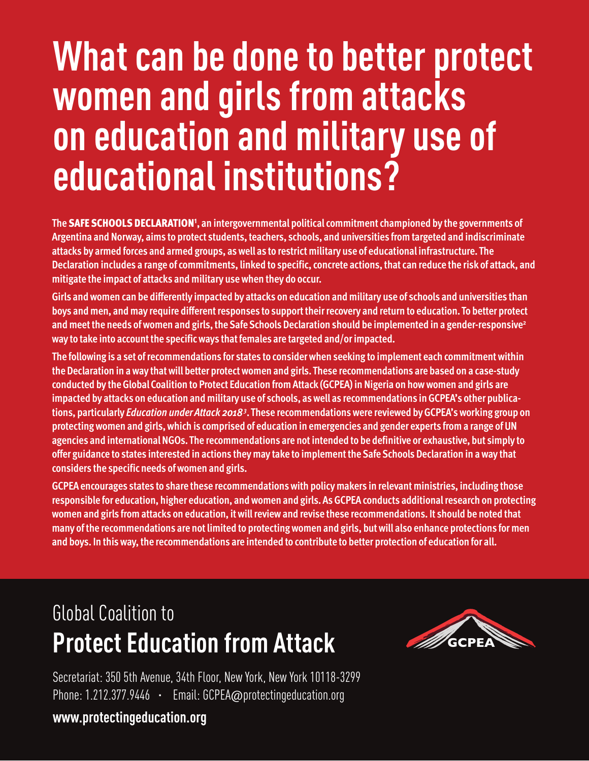# What can be done to better protect women and girls from attacks on education and military use of educational institutions?

The **SAFE SCHOOLS DECLARATION**[1], an intergovernmental political commitment championed by the governments of Argentina and Norway, aims to protect students, teachers, schools, and universities from targeted and indiscriminate attacks by armed forces and armed groups, as well as to restrict military use of educational infrastructure. The Declaration includes a range of commitments, linked to specific, concrete actions, that can reduce the risk of attack, and mitigate the impact of attacks and military use when they do occur.

Girls and women can be differently impacted by attacks on education and military use of schools and universities than boys and men, and may require different responses to support their recovery and return to education. To better protect and meet the needs of women and girls, the Safe Schools Declaration should be implemented in a gender-responsive[2] way to take into account the specific ways that females are targeted and/or impacted.

The following is a set of recommendations for states to consider when seeking to implement each commitment within the Declaration in a way that will better protect women and girls. These recommendations are based on a case-study conducted by the Global Coalition to Protect Education from Attack (GCPEA) in Nigeria on how women and girls are impacted by attacks on education and military use of schools, as well as recommendations in GCPEA's other publications, particularly *Education under Attack 2018*[3]. These recommendations were reviewed by GCPEA's working group on protecting women and girls, which is comprised of education in emergencies and gender experts from a range of UN agencies and international NGOs. The recommendations are not intended to be definitive or exhaustive, but simply to offer guidance to states interested in actions they may take to implement the Safe Schools Declaration in a way that considers the specific needs of women and girls.

GCPEA encourages states to share these recommendations with policy makers in relevant ministries, including those responsible for education, higher education, and women and girls. As GCPEA conducts additional research on protecting women and girls from attacks on education, it will review and revise these recommendations. It should be noted that many of the recommendations are not limited to protecting women and girls, but will also enhance protections for men and boys. In this way, the recommendations are intended to contribute to better protection of education for all.

Global Coalition to
**Protect Education from Attack**

GCPEA

Secretariat: 350 5th Avenue, 34th Floor, New York, New York 10118-3299
Phone: 1.212.377.9446 · Email: GCPEA@protectingeducation.org

**www.protectingeducation.org**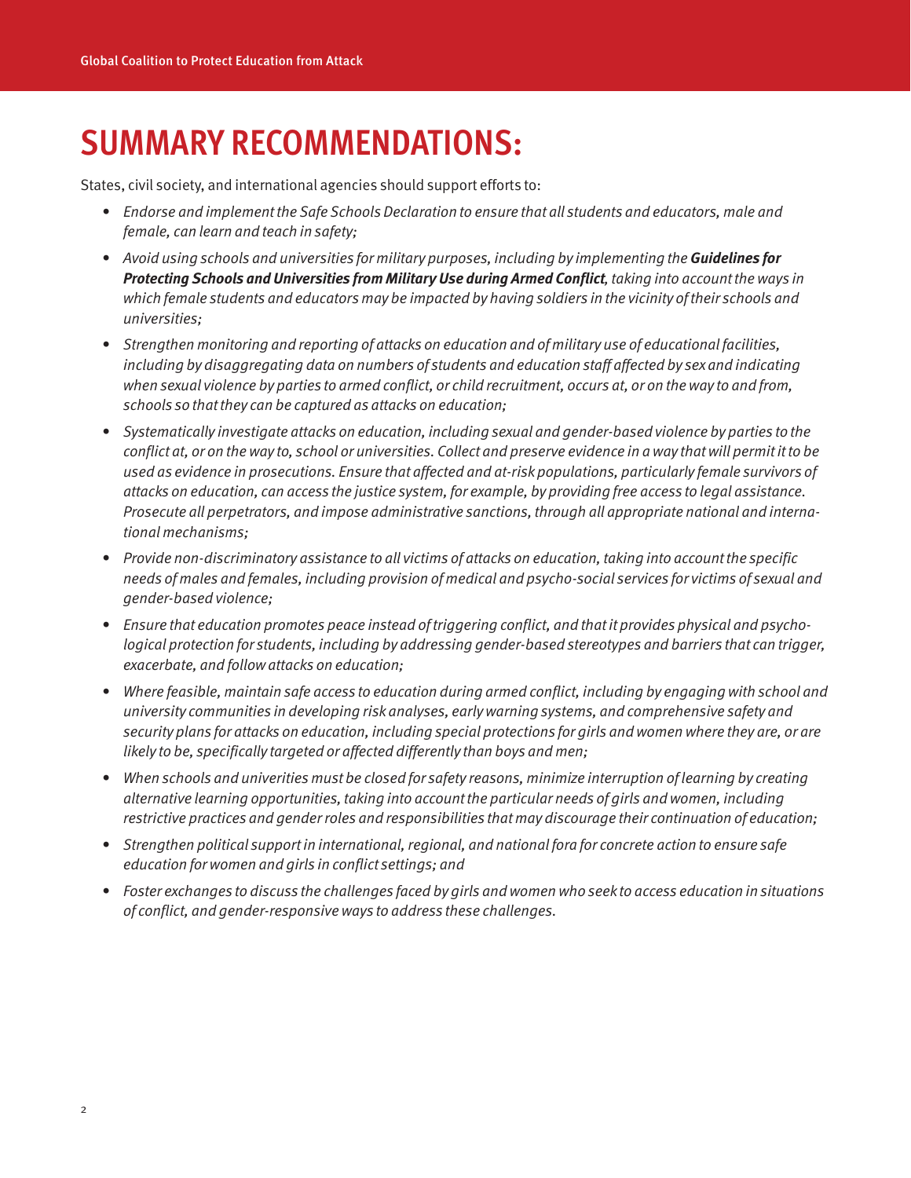# SUMMARY RECOMMENDATIONS:

States, civil society, and international agencies should support efforts to:

- *Endorse and implement the Safe Schools Declaration to ensure that all students and educators, male and female, can learn and teach in safety;*
- *Avoid using schools and universities for military purposes, including by implementing the **Guidelines for Protecting Schools and Universities from Military Use during Armed Conflict**, taking into account the ways in which female students and educators may be impacted by having soldiers in the vicinity of their schools and universities;*
- *Strengthen monitoring and reporting of attacks on education and of military use of educational facilities, including by disaggregating data on numbers of students and education staff affected by sex and indicating when sexual violence by parties to armed conflict, or child recruitment, occurs at, or on the way to and from, schools so that they can be captured as attacks on education;*
- *Systematically investigate attacks on education, including sexual and gender-based violence by parties to the conflict at, or on the way to, school or universities. Collect and preserve evidence in a way that will permit it to be used as evidence in prosecutions. Ensure that affected and at-risk populations, particularly female survivors of attacks on education, can access the justice system, for example, by providing free access to legal assistance. Prosecute all perpetrators, and impose administrative sanctions, through all appropriate national and international mechanisms;*
- *Provide non-discriminatory assistance to all victims of attacks on education, taking into account the specific needs of males and females, including provision of medical and psycho-social services for victims of sexual and gender-based violence;*
- *Ensure that education promotes peace instead of triggering conflict, and that it provides physical and psychological protection for students, including by addressing gender-based stereotypes and barriers that can trigger, exacerbate, and follow attacks on education;*
- *Where feasible, maintain safe access to education during armed conflict, including by engaging with school and university communities in developing risk analyses, early warning systems, and comprehensive safety and security plans for attacks on education, including special protections for girls and women where they are, or are likely to be, specifically targeted or affected differently than boys and men;*
- *When schools and univerities must be closed for safety reasons, minimize interruption of learning by creating alternative learning opportunities, taking into account the particular needs of girls and women, including restrictive practices and gender roles and responsibilities that may discourage their continuation of education;*
- *Strengthen political support in international, regional, and national fora for concrete action to ensure safe education for women and girls in conflict settings; and*
- *Foster exchanges to discuss the challenges faced by girls and women who seek to access education in situations of conflict, and gender-responsive ways to address these challenges.*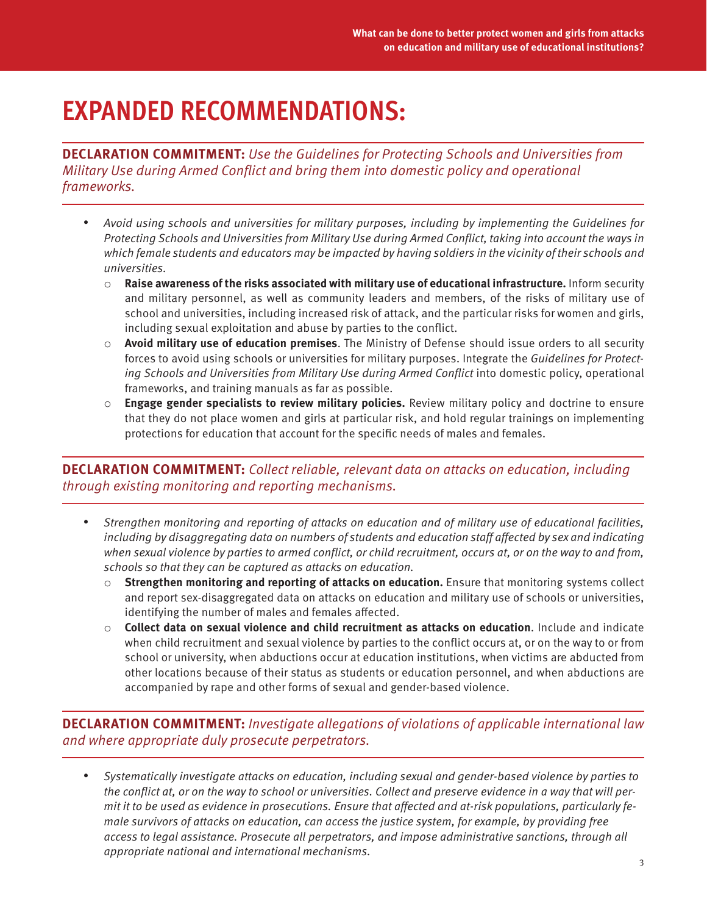# EXPANDED RECOMMENDATIONS:

**DECLARATION COMMITMENT:** *Use the Guidelines for Protecting Schools and Universities from Military Use during Armed Conflict and bring them into domestic policy and operational frameworks.*

- *Avoid using schools and universities for military purposes, including by implementing the Guidelines for Protecting Schools and Universities from Military Use during Armed Conflict, taking into account the ways in which female students and educators may be impacted by having soldiers in the vicinity of their schools and universities.*
    - **Raise awareness of the risks associated with military use of educational infrastructure.** Inform security and military personnel, as well as community leaders and members, of the risks of military use of school and universities, including increased risk of attack, and the particular risks for women and girls, including sexual exploitation and abuse by parties to the conflict.
    - **Avoid military use of education premises**. The Ministry of Defense should issue orders to all security forces to avoid using schools or universities for military purposes. Integrate the *Guidelines for Protecting Schools and Universities from Military Use during Armed Conflict* into domestic policy, operational frameworks, and training manuals as far as possible.
    - **Engage gender specialists to review military policies.** Review military policy and doctrine to ensure that they do not place women and girls at particular risk, and hold regular trainings on implementing protections for education that account for the specific needs of males and females.

**DECLARATION COMMITMENT:** *Collect reliable, relevant data on attacks on education, including through existing monitoring and reporting mechanisms.*

- *Strengthen monitoring and reporting of attacks on education and of military use of educational facilities, including by disaggregating data on numbers of students and education staff affected by sex and indicating when sexual violence by parties to armed conflict, or child recruitment, occurs at, or on the way to and from, schools so that they can be captured as attacks on education.*
    - **Strengthen monitoring and reporting of attacks on education.** Ensure that monitoring systems collect and report sex-disaggregated data on attacks on education and military use of schools or universities, identifying the number of males and females affected.
    - **Collect data on sexual violence and child recruitment as attacks on education**. Include and indicate when child recruitment and sexual violence by parties to the conflict occurs at, or on the way to or from school or university, when abductions occur at education institutions, when victims are abducted from other locations because of their status as students or education personnel, and when abductions are accompanied by rape and other forms of sexual and gender-based violence.

**DECLARATION COMMITMENT:** *Investigate allegations of violations of applicable international law and where appropriate duly prosecute perpetrators.*

- *Systematically investigate attacks on education, including sexual and gender-based violence by parties to the conflict at, or on the way to school or universities. Collect and preserve evidence in a way that will permit it to be used as evidence in prosecutions. Ensure that affected and at-risk populations, particularly female survivors of attacks on education, can access the justice system, for example, by providing free access to legal assistance. Prosecute all perpetrators, and impose administrative sanctions, through all appropriate national and international mechanisms.*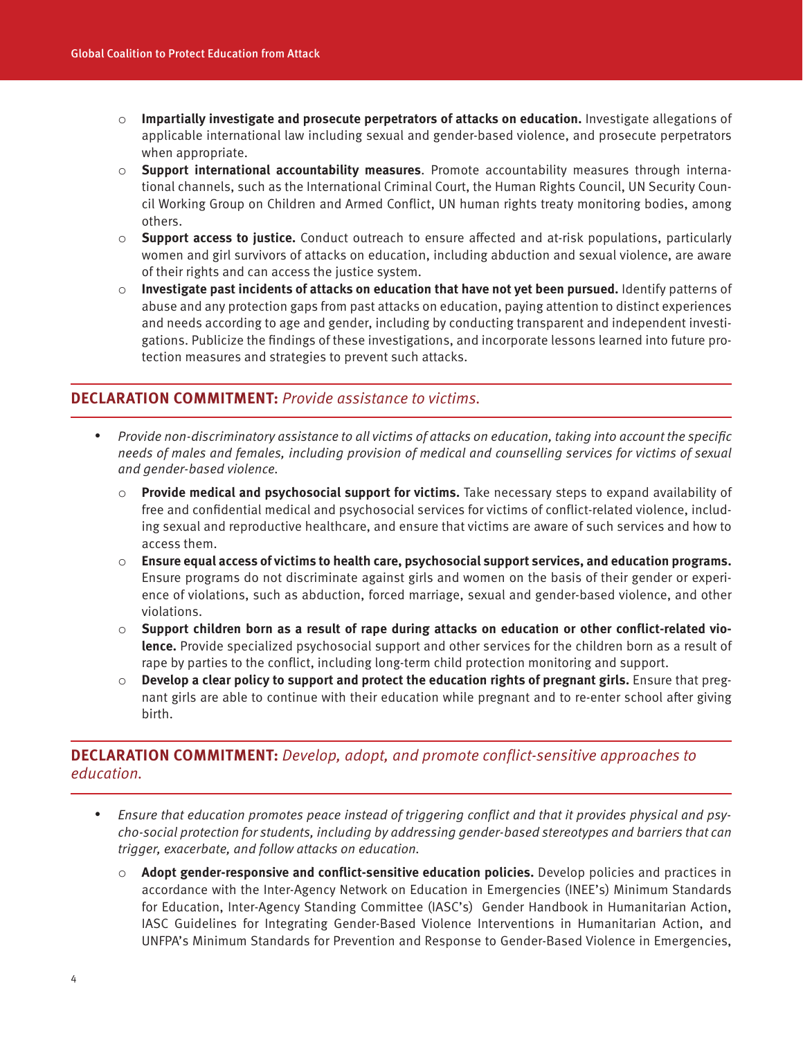- **Impartially investigate and prosecute perpetrators of attacks on education.** Investigate allegations of applicable international law including sexual and gender-based violence, and prosecute perpetrators when appropriate.
- **Support international accountability measures**. Promote accountability measures through international channels, such as the International Criminal Court, the Human Rights Council, UN Security Council Working Group on Children and Armed Conflict, UN human rights treaty monitoring bodies, among others.
- **Support access to justice.** Conduct outreach to ensure affected and at-risk populations, particularly women and girl survivors of attacks on education, including abduction and sexual violence, are aware of their rights and can access the justice system.
- **Investigate past incidents of attacks on education that have not yet been pursued.** Identify patterns of abuse and any protection gaps from past attacks on education, paying attention to distinct experiences and needs according to age and gender, including by conducting transparent and independent investigations. Publicize the findings of these investigations, and incorporate lessons learned into future protection measures and strategies to prevent such attacks.

## DECLARATION COMMITMENT: *Provide assistance to victims.*

- *Provide non-discriminatory assistance to all victims of attacks on education, taking into account the specific needs of males and females, including provision of medical and counselling services for victims of sexual and gender-based violence.*
  - **Provide medical and psychosocial support for victims.** Take necessary steps to expand availability of free and confidential medical and psychosocial services for victims of conflict-related violence, including sexual and reproductive healthcare, and ensure that victims are aware of such services and how to access them.
  - **Ensure equal access of victims to health care, psychosocial support services, and education programs.** Ensure programs do not discriminate against girls and women on the basis of their gender or experience of violations, such as abduction, forced marriage, sexual and gender-based violence, and other violations.
  - **Support children born as a result of rape during attacks on education or other conflict-related violence.** Provide specialized psychosocial support and other services for the children born as a result of rape by parties to the conflict, including long-term child protection monitoring and support.
  - **Develop a clear policy to support and protect the education rights of pregnant girls.** Ensure that pregnant girls are able to continue with their education while pregnant and to re-enter school after giving birth.

## DECLARATION COMMITMENT: *Develop, adopt, and promote conflict-sensitive approaches to education.*

- *Ensure that education promotes peace instead of triggering conflict and that it provides physical and psycho-social protection for students, including by addressing gender-based stereotypes and barriers that can trigger, exacerbate, and follow attacks on education.*
  - **Adopt gender-responsive and conflict-sensitive education policies.** Develop policies and practices in accordance with the Inter-Agency Network on Education in Emergencies (INEE's) Minimum Standards for Education, Inter-Agency Standing Committee (IASC's) Gender Handbook in Humanitarian Action, IASC Guidelines for Integrating Gender-Based Violence Interventions in Humanitarian Action, and UNFPA's Minimum Standards for Prevention and Response to Gender-Based Violence in Emergencies,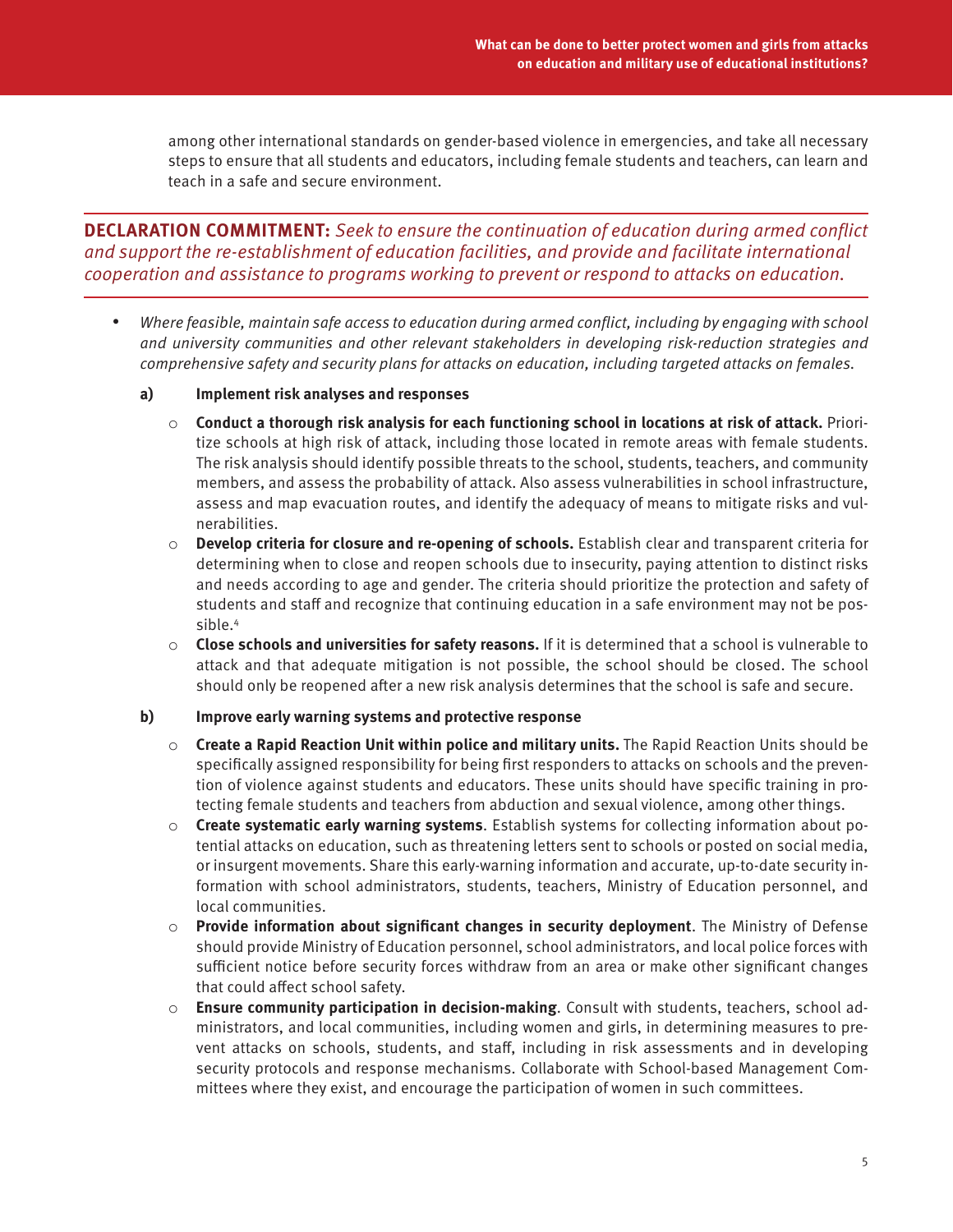among other international standards on gender-based violence in emergencies, and take all necessary steps to ensure that all students and educators, including female students and teachers, can learn and teach in a safe and secure environment.

**DECLARATION COMMITMENT:** *Seek to ensure the continuation of education during armed conflict and support the re-establishment of education facilities, and provide and facilitate international cooperation and assistance to programs working to prevent or respond to attacks on education.*

- *Where feasible, maintain safe access to education during armed conflict, including by engaging with school and university communities and other relevant stakeholders in developing risk-reduction strategies and comprehensive safety and security plans for attacks on education, including targeted attacks on females.*

  **a) Implement risk analyses and responses**

  - **Conduct a thorough risk analysis for each functioning school in locations at risk of attack.** Prioritize schools at high risk of attack, including those located in remote areas with female students. The risk analysis should identify possible threats to the school, students, teachers, and community members, and assess the probability of attack. Also assess vulnerabilities in school infrastructure, assess and map evacuation routes, and identify the adequacy of means to mitigate risks and vulnerabilities.
  - **Develop criteria for closure and re-opening of schools.** Establish clear and transparent criteria for determining when to close and reopen schools due to insecurity, paying attention to distinct risks and needs according to age and gender. The criteria should prioritize the protection and safety of students and staff and recognize that continuing education in a safe environment may not be possible.[4]
  - **Close schools and universities for safety reasons.** If it is determined that a school is vulnerable to attack and that adequate mitigation is not possible, the school should be closed. The school should only be reopened after a new risk analysis determines that the school is safe and secure.

  **b) Improve early warning systems and protective response**

  - **Create a Rapid Reaction Unit within police and military units.** The Rapid Reaction Units should be specifically assigned responsibility for being first responders to attacks on schools and the prevention of violence against students and educators. These units should have specific training in protecting female students and teachers from abduction and sexual violence, among other things.
  - **Create systematic early warning systems**. Establish systems for collecting information about potential attacks on education, such as threatening letters sent to schools or posted on social media, or insurgent movements. Share this early-warning information and accurate, up-to-date security information with school administrators, students, teachers, Ministry of Education personnel, and local communities.
  - **Provide information about significant changes in security deployment**. The Ministry of Defense should provide Ministry of Education personnel, school administrators, and local police forces with sufficient notice before security forces withdraw from an area or make other significant changes that could affect school safety.
  - **Ensure community participation in decision-making**. Consult with students, teachers, school administrators, and local communities, including women and girls, in determining measures to prevent attacks on schools, students, and staff, including in risk assessments and in developing security protocols and response mechanisms. Collaborate with School-based Management Committees where they exist, and encourage the participation of women in such committees.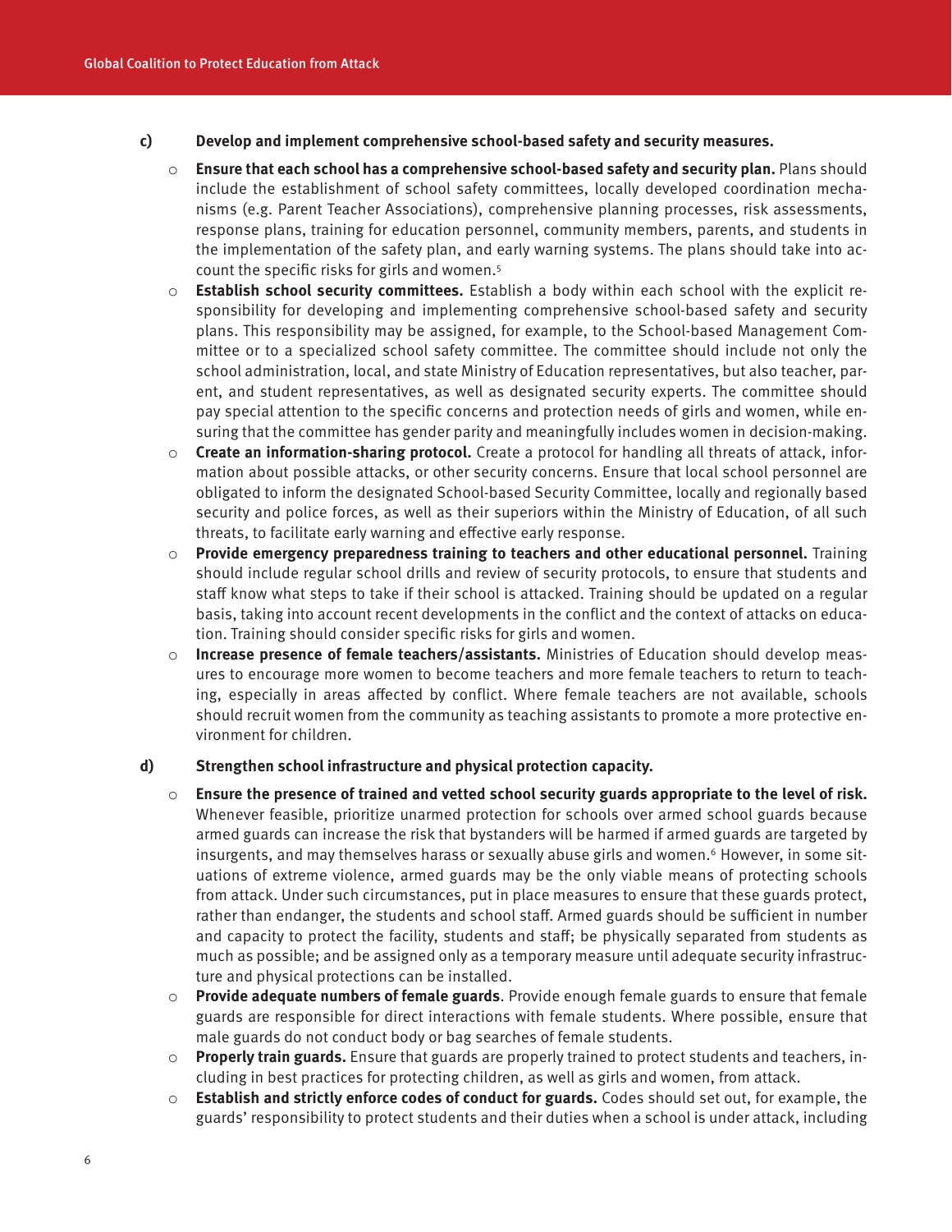**c) Develop and implement comprehensive school-based safety and security measures.**

- **Ensure that each school has a comprehensive school-based safety and security plan.** Plans should include the establishment of school safety committees, locally developed coordination mechanisms (e.g. Parent Teacher Associations), comprehensive planning processes, risk assessments, response plans, training for education personnel, community members, parents, and students in the implementation of the safety plan, and early warning systems. The plans should take into account the specific risks for girls and women.[5]
- **Establish school security committees.** Establish a body within each school with the explicit responsibility for developing and implementing comprehensive school-based safety and security plans. This responsibility may be assigned, for example, to the School-based Management Committee or to a specialized school safety committee. The committee should include not only the school administration, local, and state Ministry of Education representatives, but also teacher, parent, and student representatives, as well as designated security experts. The committee should pay special attention to the specific concerns and protection needs of girls and women, while ensuring that the committee has gender parity and meaningfully includes women in decision-making.
- **Create an information-sharing protocol.** Create a protocol for handling all threats of attack, information about possible attacks, or other security concerns. Ensure that local school personnel are obligated to inform the designated School-based Security Committee, locally and regionally based security and police forces, as well as their superiors within the Ministry of Education, of all such threats, to facilitate early warning and effective early response.
- **Provide emergency preparedness training to teachers and other educational personnel.** Training should include regular school drills and review of security protocols, to ensure that students and staff know what steps to take if their school is attacked. Training should be updated on a regular basis, taking into account recent developments in the conflict and the context of attacks on education. Training should consider specific risks for girls and women.
- **Increase presence of female teachers/assistants.** Ministries of Education should develop measures to encourage more women to become teachers and more female teachers to return to teaching, especially in areas affected by conflict. Where female teachers are not available, schools should recruit women from the community as teaching assistants to promote a more protective environment for children.

**d) Strengthen school infrastructure and physical protection capacity.**

- **Ensure the presence of trained and vetted school security guards appropriate to the level of risk.** Whenever feasible, prioritize unarmed protection for schools over armed school guards because armed guards can increase the risk that bystanders will be harmed if armed guards are targeted by insurgents, and may themselves harass or sexually abuse girls and women.[6] However, in some situations of extreme violence, armed guards may be the only viable means of protecting schools from attack. Under such circumstances, put in place measures to ensure that these guards protect, rather than endanger, the students and school staff. Armed guards should be sufficient in number and capacity to protect the facility, students and staff; be physically separated from students as much as possible; and be assigned only as a temporary measure until adequate security infrastructure and physical protections can be installed.
- **Provide adequate numbers of female guards**. Provide enough female guards to ensure that female guards are responsible for direct interactions with female students. Where possible, ensure that male guards do not conduct body or bag searches of female students.
- **Properly train guards.** Ensure that guards are properly trained to protect students and teachers, including in best practices for protecting children, as well as girls and women, from attack.
- **Establish and strictly enforce codes of conduct for guards.** Codes should set out, for example, the guards' responsibility to protect students and their duties when a school is under attack, including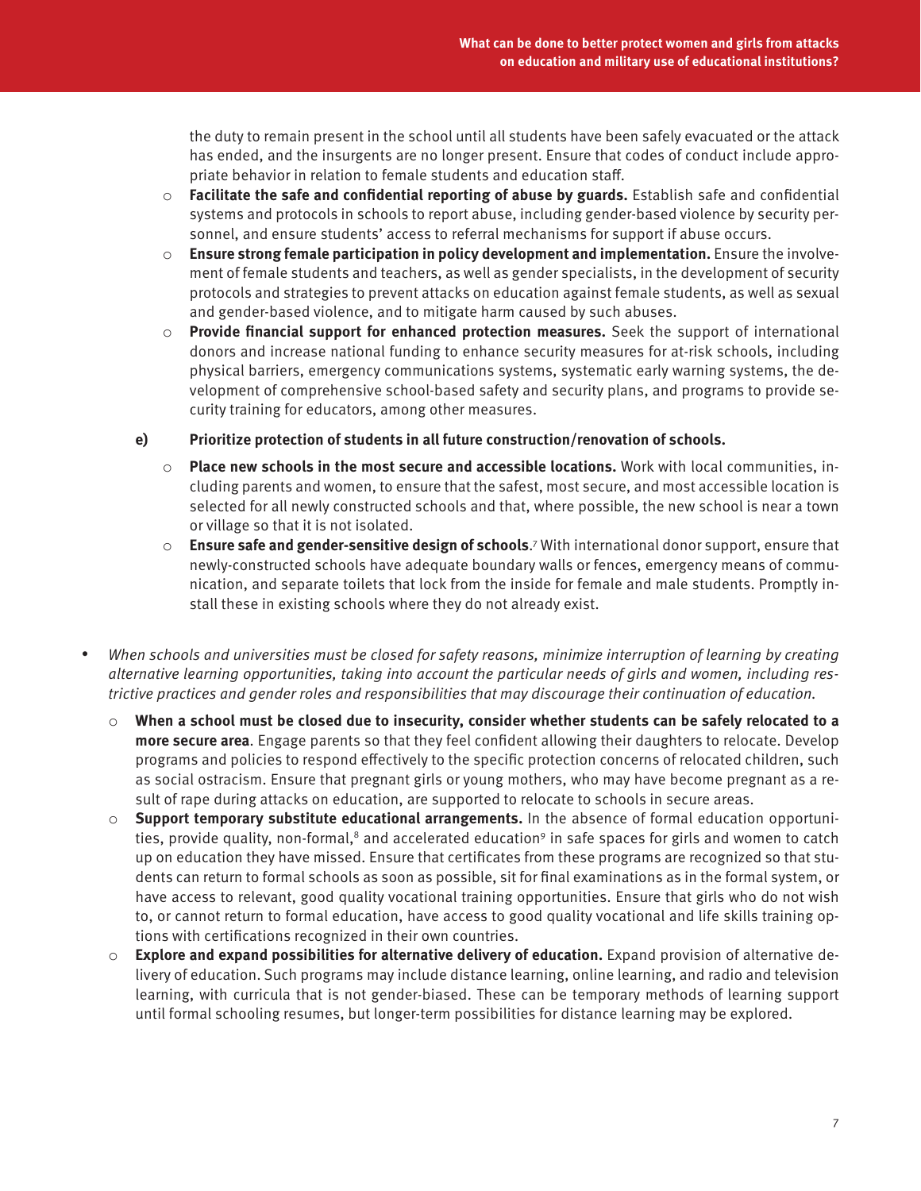the duty to remain present in the school until all students have been safely evacuated or the attack has ended, and the insurgents are no longer present. Ensure that codes of conduct include appropriate behavior in relation to female students and education staff.

- **Facilitate the safe and confidential reporting of abuse by guards.** Establish safe and confidential systems and protocols in schools to report abuse, including gender-based violence by security personnel, and ensure students' access to referral mechanisms for support if abuse occurs.
- **Ensure strong female participation in policy development and implementation.** Ensure the involvement of female students and teachers, as well as gender specialists, in the development of security protocols and strategies to prevent attacks on education against female students, as well as sexual and gender-based violence, and to mitigate harm caused by such abuses.
- **Provide financial support for enhanced protection measures.** Seek the support of international donors and increase national funding to enhance security measures for at-risk schools, including physical barriers, emergency communications systems, systematic early warning systems, the development of comprehensive school-based safety and security plans, and programs to provide security training for educators, among other measures.

**e) Prioritize protection of students in all future construction/renovation of schools.**

- **Place new schools in the most secure and accessible locations.** Work with local communities, including parents and women, to ensure that the safest, most secure, and most accessible location is selected for all newly constructed schools and that, where possible, the new school is near a town or village so that it is not isolated.
- **Ensure safe and gender-sensitive design of schools**.[7] With international donor support, ensure that newly-constructed schools have adequate boundary walls or fences, emergency means of communication, and separate toilets that lock from the inside for female and male students. Promptly install these in existing schools where they do not already exist.

- *When schools and universities must be closed for safety reasons, minimize interruption of learning by creating alternative learning opportunities, taking into account the particular needs of girls and women, including restrictive practices and gender roles and responsibilities that may discourage their continuation of education.*
    - **When a school must be closed due to insecurity, consider whether students can be safely relocated to a more secure area**. Engage parents so that they feel confident allowing their daughters to relocate. Develop programs and policies to respond effectively to the specific protection concerns of relocated children, such as social ostracism. Ensure that pregnant girls or young mothers, who may have become pregnant as a result of rape during attacks on education, are supported to relocate to schools in secure areas.
    - **Support temporary substitute educational arrangements.** In the absence of formal education opportunities, provide quality, non-formal,[8] and accelerated education[9] in safe spaces for girls and women to catch up on education they have missed. Ensure that certificates from these programs are recognized so that students can return to formal schools as soon as possible, sit for final examinations as in the formal system, or have access to relevant, good quality vocational training opportunities. Ensure that girls who do not wish to, or cannot return to formal education, have access to good quality vocational and life skills training options with certifications recognized in their own countries.
    - **Explore and expand possibilities for alternative delivery of education.** Expand provision of alternative delivery of education. Such programs may include distance learning, online learning, and radio and television learning, with curricula that is not gender-biased. These can be temporary methods of learning support until formal schooling resumes, but longer-term possibilities for distance learning may be explored.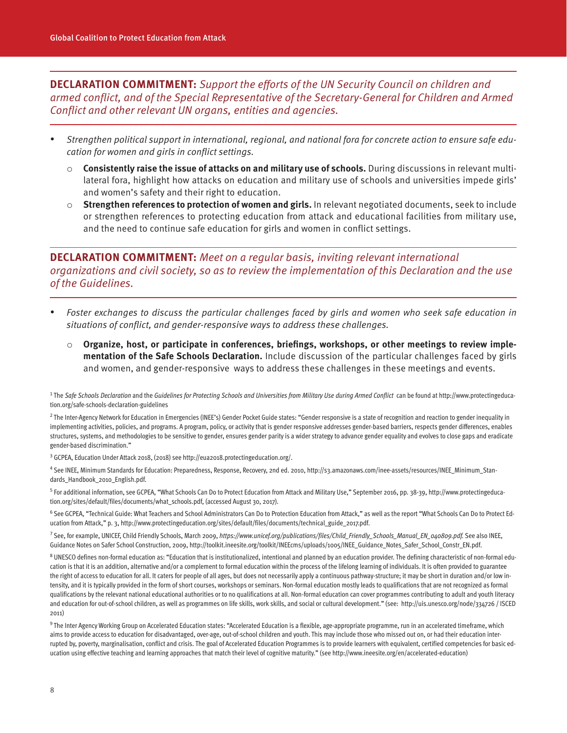**DECLARATION COMMITMENT:** *Support the efforts of the UN Security Council on children and armed conflict, and of the Special Representative of the Secretary-General for Children and Armed Conflict and other relevant UN organs, entities and agencies.*

- *Strengthen political support in international, regional, and national fora for concrete action to ensure safe education for women and girls in conflict settings.*
  - **Consistently raise the issue of attacks on and military use of schools.** During discussions in relevant multilateral fora, highlight how attacks on education and military use of schools and universities impede girls' and women's safety and their right to education.
  - **Strengthen references to protection of women and girls.** In relevant negotiated documents, seek to include or strengthen references to protecting education from attack and educational facilities from military use, and the need to continue safe education for girls and women in conflict settings.

**DECLARATION COMMITMENT:** *Meet on a regular basis, inviting relevant international organizations and civil society, so as to review the implementation of this Declaration and the use of the Guidelines.*

- *Foster exchanges to discuss the particular challenges faced by girls and women who seek safe education in situations of conflict, and gender-responsive ways to address these challenges.*
  - **Organize, host, or participate in conferences, briefings, workshops, or other meetings to review implementation of the Safe Schools Declaration.** Include discussion of the particular challenges faced by girls and women, and gender-responsive ways to address these challenges in these meetings and events.

[1] The *Safe Schools Declaration* and the *Guidelines for Protecting Schools and Universities from Military Use during Armed Conflict* can be found at http://www.protectingeducation.org/safe-schools-declaration-guidelines

[2] The Inter-Agency Network for Education in Emergencies (INEE's) Gender Pocket Guide states: "Gender responsive is a state of recognition and reaction to gender inequality in implementing activities, policies, and programs. A program, policy, or activity that is gender responsive addresses gender-based barriers, respects gender differences, enables structures, systems, and methodologies to be sensitive to gender, ensures gender parity is a wider strategy to advance gender equality and evolves to close gaps and eradicate gender-based discrimination."

[3] GCPEA, Education Under Attack 2018, (2018) see http://eua2018.protectingeducation.org/.

[4] See INEE, Minimum Standards for Education: Preparedness, Response, Recovery, 2nd ed. 2010, http://s3.amazonaws.com/inee-assets/resources/INEE_Minimum_Standards_Handbook_2010_English.pdf.

[5] For additional information, see GCPEA, "What Schools Can Do to Protect Education from Attack and Military Use," September 2016, pp. 38-39, http://www.protectingeducation.org/sites/default/files/documents/what_schools.pdf, (accessed August 30, 2017).

[6] See GCPEA, "Technical Guide: What Teachers and School Administrators Can Do to Protection Education from Attack," as well as the report "What Schools Can Do to Protect Education from Attack," p. 3, http://www.protectingeducation.org/sites/default/files/documents/technical_guide_2017.pdf.

[7] See, for example, UNICEF, Child Friendly Schools, March 2009, *https://www.unicef.org/publications/files/Child_Friendly_Schools_Manual_EN_040809.pdf.* See also INEE, Guidance Notes on Safer School Construction, 2009, http://toolkit.ineesite.org/toolkit/INEEcms/uploads/1005/INEE_Guidance_Notes_Safer_School_Constr_EN.pdf.

[8] UNESCO defines non-formal education as: "Education that is institutionalized, intentional and planned by an education provider. The defining characteristic of non-formal education is that it is an addition, alternative and/or a complement to formal education within the process of the lifelong learning of individuals. It is often provided to guarantee the right of access to education for all. It caters for people of all ages, but does not necessarily apply a continuous pathway-structure; it may be short in duration and/or low intensity, and it is typically provided in the form of short courses, workshops or seminars. Non-formal education mostly leads to qualifications that are not recognized as formal qualifications by the relevant national educational authorities or to no qualifications at all. Non-formal education can cover programmes contributing to adult and youth literacy and education for out-of-school children, as well as programmes on life skills, work skills, and social or cultural development." (see: http://uis.unesco.org/node/334726 / ISCED 2011)

[9] The Inter Agency Working Group on Accelerated Education states: "Accelerated Education is a flexible, age-appropriate programme, run in an accelerated timeframe, which aims to provide access to education for disadvantaged, over-age, out-of-school children and youth. This may include those who missed out on, or had their education interrupted by, poverty, marginalisation, conflict and crisis. The goal of Accelerated Education Programmes is to provide learners with equivalent, certified competencies for basic education using effective teaching and learning approaches that match their level of cognitive maturity." (see http://www.ineesite.org/en/accelerated-education)